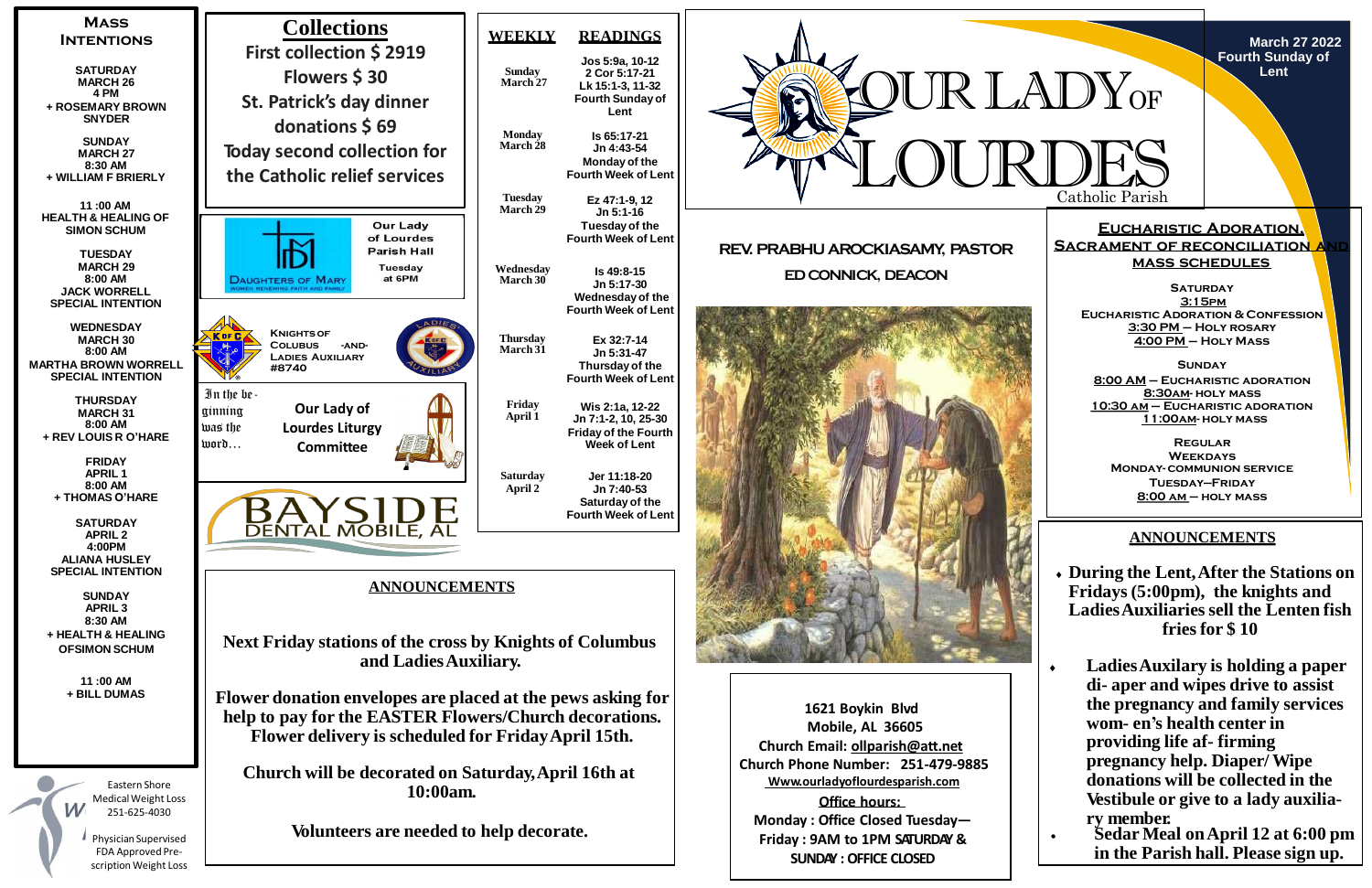# Our Lady of Lourdes

Catholic Parish

**March 27 2022**
**Fourth Sunday of Lent**

**REV. PRABHU AROCKIASAMY, PASTOR**

**ED CONNICK, DEACON**

## Mass Intentions

**SATURDAY**
**MARCH 26**
**4 PM**
**+ ROSEMARY BROWN SNYDER**

**SUNDAY**
**MARCH 27**
**8:30 AM**
**+ WILLIAM F BRIERLY**

**11 :00 AM**
**HEALTH & HEALING OF SIMON SCHUM**

**TUESDAY**
**MARCH 29**
**8:00 AM**
**JACK WORRELL**
**SPECIAL INTENTION**

**WEDNESDAY**
**MARCH 30**
**8:00 AM**
**MARTHA BROWN WORRELL**
**SPECIAL INTENTION**

**THURSDAY**
**MARCH 31**
**8:00 AM**
**+ REV LOUIS R O'HARE**

**FRIDAY**
**APRIL 1**
**8:00 AM**
**+ THOMAS O'HARE**

**SATURDAY**
**APRIL 2**
**4:00PM**
**ALIANA HUSLEY**
**SPECIAL INTENTION**

**SUNDAY**
**APRIL 3**
**8:30 AM**
**+ HEALTH & HEALING OFSIMON SCHUM**

**11 :00 AM**
**+ BILL DUMAS**

Eastern Shore Medical Weight Loss 251-625-4030

Physician Supervised FDA Approved Prescription Weight Loss

## Collections

**First collection $ 2919**

**Flowers $ 30**

**St. Patrick's day dinner donations $ 69**

**Today second collection for the Catholic relief services**

Daughters of Mary — Women Renewing Faith and Family
Our Lady of Lourdes Parish Hall
Tuesday at 6PM

Knights of Colubus -and- Ladies Auxiliary #8740

In the beginning was the word…
Our Lady of Lourdes Liturgy Committee

BAYSIDE DENTAL MOBILE, AL

## Weekly Readings

| WEEKLY | READINGS |
|---|---|
| Sunday March 27 | Jos 5:9a, 10-12<br>2 Cor 5:17-21<br>Lk 15:1-3, 11-32<br>Fourth Sunday of Lent |
| Monday March 28 | Is 65:17-21<br>Jn 4:43-54<br>Monday of the Fourth Week of Lent |
| Tuesday March 29 | Ez 47:1-9, 12<br>Jn 5:1-16<br>Tuesday of the Fourth Week of Lent |
| Wednesday March 30 | Is 49:8-15<br>Jn 5:17-30<br>Wednesday of the Fourth Week of Lent |
| Thursday March 31 | Ex 32:7-14<br>Jn 5:31-47<br>Thursday of the Fourth Week of Lent |
| Friday April 1 | Wis 2:1a, 12-22<br>Jn 7:1-2, 10, 25-30<br>Friday of the Fourth Week of Lent |
| Saturday April 2 | Jer 11:18-20<br>Jn 7:40-53<br>Saturday of the Fourth Week of Lent |

## ANNOUNCEMENTS

**Next Friday stations of the cross by Knights of Columbus and Ladies Auxiliary.**

**Flower donation envelopes are placed at the pews asking for help to pay for the EASTER Flowers/Church decorations. Flower delivery is scheduled for Friday April 15th.**

**Church will be decorated on Saturday, April 16th at 10:00am.**

**Volunteers are needed to help decorate.**

**1621 Boykin Blvd**
**Mobile, AL 36605**
**Church Email: ollparish@att.net**
**Church Phone Number: 251-479-9885**
**Www.ourladyoflourdesparish.com**

**Office hours:**
**Monday : Office Closed Tuesday— Friday : 9AM to 1PM SATURDAY & SUNDAY : OFFICE CLOSED**

## Eucharistic Adoration, Sacrament of Reconciliation and Mass Schedules

**SATURDAY**
**3:15PM**
**EUCHARISTIC ADORATION & CONFESSION**
**3:30 PM – HOLY ROSARY**
**4:00 PM – HOLY MASS**

**SUNDAY**
**8:00 AM – EUCHARISTIC ADORATION**
**8:30AM- HOLY MASS**
**10:30 AM – EUCHARISTIC ADORATION**
**11:00AM- HOLY MASS**

**REGULAR WEEKDAYS**
**MONDAY- COMMUNION SERVICE**
**TUESDAY–FRIDAY**
**8:00 AM – HOLY MASS**

## ANNOUNCEMENTS

- **During the Lent, After the Stations on Fridays (5:00pm), the knights and Ladies Auxiliaries sell the Lenten fish fries for $ 10**
- **Ladies Auxiliary is holding a paper di- aper and wipes drive to assist the pregnancy and family services wom- en's health center in providing life af- firming pregnancy help. Diaper/ Wipe donations will be collected in the Vestibule or give to a lady auxilia- ry member.**
- **Sedar Meal on April 12 at 6:00 pm in the Parish hall. Please sign up.**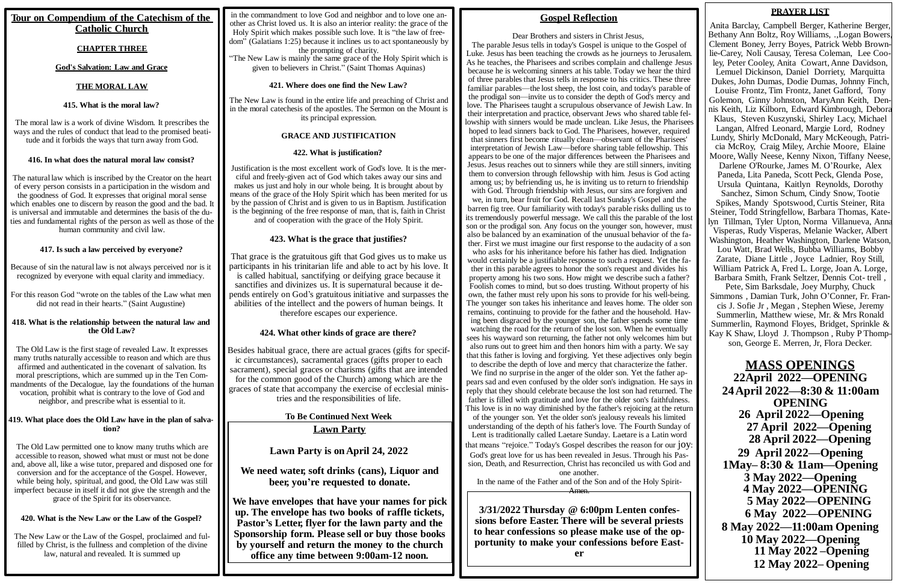## Tour on Compendium of the Catechism of the Catholic Church

### CHAPTER THREE

#### God's Salvation: Law and Grace

#### THE MORAL LAW

**415. What is the moral law?**

The moral law is a work of divine Wisdom. It prescribes the ways and the rules of conduct that lead to the promised beatitude and it forbids the ways that turn away from God.

**416. In what does the natural moral law consist?**

The natural law which is inscribed by the Creator on the heart of every person consists in a participation in the wisdom and the goodness of God. It expresses that original moral sense which enables one to discern by reason the good and the bad. It is universal and immutable and determines the basis of the duties and fundamental rights of the person as well as those of the human community and civil law.

**417. Is such a law perceived by everyone?**

Because of sin the natural law is not always perceived nor is it recognized by everyone with equal clarity and immediacy.

For this reason God "wrote on the tables of the Law what men did not read in their hearts." (Saint Augustine)

**418. What is the relationship between the natural law and the Old Law?**

The Old Law is the first stage of revealed Law. It expresses many truths naturally accessible to reason and which are thus affirmed and authenticated in the covenant of salvation. Its moral prescriptions, which are summed up in the Ten Commandments of the Decalogue, lay the foundations of the human vocation, prohibit what is contrary to the love of God and neighbor, and prescribe what is essential to it.

**419. What place does the Old Law have in the plan of salvation?**

The Old Law permitted one to know many truths which are accessible to reason, showed what must or must not be done and, above all, like a wise tutor, prepared and disposed one for conversion and for the acceptance of the Gospel. However, while being holy, spiritual, and good, the Old Law was still imperfect because in itself it did not give the strength and the grace of the Spirit for its observance.

**420. What is the New Law or the Law of the Gospel?**

The New Law or the Law of the Gospel, proclaimed and fulfilled by Christ, is the fullness and completion of the divine law, natural and revealed. It is summed up in the commandment to love God and neighbor and to love one another as Christ loved us. It is also an interior reality: the grace of the Holy Spirit which makes possible such love. It is "the law of freedom" (Galatians 1:25) because it inclines us to act spontaneously by the prompting of charity.

"The New Law is mainly the same grace of the Holy Spirit which is given to believers in Christ." (Saint Thomas Aquinas)

**421. Where does one find the New Law?**

The New Law is found in the entire life and preaching of Christ and in the moral catechesis of the apostles. The Sermon on the Mount is its principal expression.

#### GRACE AND JUSTIFICATION

**422. What is justification?**

Justification is the most excellent work of God's love. It is the merciful and freely-given act of God which takes away our sins and makes us just and holy in our whole being. It is brought about by means of the grace of the Holy Spirit which has been merited for us by the passion of Christ and is given to us in Baptism. Justification is the beginning of the free response of man, that is, faith in Christ and of cooperation with the grace of the Holy Spirit.

**423. What is the grace that justifies?**

That grace is the gratuitous gift that God gives us to make us participants in his trinitarian life and able to act by his love. It is called habitual, sanctifying or deifying grace because it sanctifies and divinizes us. It is supernatural because it depends entirely on God's gratuitous initiative and surpasses the abilities of the intellect and the powers of human beings. It therefore escapes our experience.

**424. What other kinds of grace are there?**

Besides habitual grace, there are actual graces (gifts for specific circumstances), sacramental graces (gifts proper to each sacrament), special graces or charisms (gifts that are intended for the common good of the Church) among which are the graces of state that accompany the exercise of ecclesial ministries and the responsibilities of life.

**To Be Continued Next Week**

## Lawn Party

**Lawn Party is on April 24, 2022**

**We need water, soft drinks (cans), Liquor and beer, you're requested to donate.**

**We have envelopes that have your names for pick up. The envelope has two books of raffle tickets, Pastor's Letter, flyer for the lawn party and the Sponsorship form. Please sell or buy those books by yourself and return the money to the church office any time between 9:00am-12 noon.**

## Gospel Reflection

Dear Brothers and sisters in Christ Jesus,

The parable Jesus tells in today's Gospel is unique to the Gospel of Luke. Jesus has been teaching the crowds as he journeys to Jerusalem. As he teaches, the Pharisees and scribes complain and challenge Jesus because he is welcoming sinners at his table. Today we hear the third of three parables that Jesus tells in response to his critics. These three familiar parables—the lost sheep, the lost coin, and today's parable of the prodigal son—invite us to consider the depth of God's mercy and love. The Pharisees taught a scrupulous observance of Jewish Law. In their interpretation and practice, observant Jews who shared table fellowship with sinners would be made unclean. Like Jesus, the Pharisees hoped to lead sinners back to God. The Pharisees, however, required that sinners first become ritually clean—observant of the Pharisees' interpretation of Jewish Law—before sharing table fellowship. This appears to be one of the major differences between the Pharisees and Jesus. Jesus reaches out to sinners while they are still sinners, inviting them to conversion through fellowship with him. Jesus is God acting among us; by befriending us, he is inviting us to return to friendship with God. Through friendship with Jesus, our sins are forgiven and we, in turn, bear fruit for God. Recall last Sunday's Gospel and the barren fig tree. Our familiarity with today's parable risks dulling us to its tremendously powerful message. We call this the parable of the lost son or the prodigal son. Any focus on the younger son, however, must also be balanced by an examination of the unusual behavior of the father. First we must imagine our first response to the audacity of a son who asks for his inheritance before his father has died. Indignation would certainly be a justifiable response to such a request. Yet the father in this parable agrees to honor the son's request and divides his property among his two sons. How might we describe such a father? Foolish comes to mind, but so does trusting. Without property of his own, the father must rely upon his sons to provide for his well-being. The younger son takes his inheritance and leaves home. The older son remains, continuing to provide for the father and the household. Having been disgraced by the younger son, the father spends some time watching the road for the return of the lost son. When he eventually sees his wayward son returning, the father not only welcomes him but also runs out to greet him and then honors him with a party. We say that this father is loving and forgiving. Yet these adjectives only begin to describe the depth of love and mercy that characterize the father. We find no surprise in the anger of the older son. Yet the father appears sad and even confused by the older son's indignation. He says in reply that they should celebrate because the lost son had returned. The father is filled with gratitude and love for the older son's faithfulness. This love is in no way diminished by the father's rejoicing at the return of the younger son. Yet the older son's jealousy reveals his limited understanding of the depth of his father's love. The Fourth Sunday of Lent is traditionally called Laetare Sunday. Laetare is a Latin word that means "rejoice." Today's Gospel describes the reason for our joy: God's great love for us has been revealed in Jesus. Through his Passion, Death, and Resurrection, Christ has reconciled us with God and one another.

In the name of the Father and of the Son and of the Holy Spirit-Amen.

**3/31/2022 Thursday @ 6:00pm Lenten confessions before Easter. There will be several priests to hear confessions so please make use of the opportunity to make your confessions before Easter**

## PRAYER LIST

Anita Barclay, Campbell Berger, Katherine Berger, Bethany Ann Boltz, Roy Williams, .,Logan Bowers, Clement Boney, Jerry Boyes, Patrick Webb Brownlie-Carey, Noli Causay, Teresa Coleman, Lee Cooley, Peter Cooley, Anita Cowart, Anne Davidson, Lemuel Dickinson, Daniel Dorriety, Marquitta Dukes, John Dumas, Dodie Dumas, Johnny Finch, Louise Frontz, Tim Frontz, Janet Gafford, Tony Golemon, Ginny Johnston, MaryAnn Keith, Dennis Keith, Liz Kilborn, Edward Kimbrough, Debora Klaus, Steven Kuszynski, Shirley Lacy, Michael Langan, Alfred Leonard, Margie Lord, Rodney Lundy, Shirly McDonald, Mary McKeough, Patricia McRoy, Craig Miley, Archie Moore, Elaine Moore, Wally Neese, Kenny Nixon, Tiffany Neese, Darlene O'Rourke, James M. O'Rourke, Alex Paneda, Lita Paneda, Scott Peck, Glenda Pose, Ursula Quintana, Kaitlyn Reynolds, Dorothy Sanchez, Simon Schum, Cindy Snow, Tootie Spikes, Mandy Spotswood, Curtis Steiner, Rita Steiner, Todd Stringfellow, Barbara Thomas, Katelyn Tillman, Tyler Upton, Norma Villanueva, Anna Visperas, Rudy Visperas, Melanie Wacker, Albert Washington, Heather Washington, Darlene Watson, Lou Watt, Brad Wells, Bubba Williams, Bobby Zarate, Diane Little , Joyce Ladnier, Roy Still, William Patrick A, Fred L. Lorge, Joan A. Lorge, Barbara Smith, Frank Seltzer, Dennis Cot- trell , Pete, Sim Barksdale, Joey Murphy, Chuck Simmons , Damian Turk, John O'Conner, Fr. Francis J. Sofie Jr , Megan , Stephen Wiese, Jeremy Summerlin, Matthew wiese, Mr. & Mrs Ronald Summerlin, Raymond Floyes, Bridget, Sprinkle & Kay K Shaw, Lloyd J. Thompson , Ruby P Thompson, George E. Merren, Jr, Flora Decker.

## MASS OPENINGS

**22April 2022—OPENING**
**24 April 2022—8:30 & 11:00am OPENING**
**26 April 2022—Opening**
**27 April 2022—Opening**
**28 April 2022—Opening**
**29 April 2022—Opening**
**1May– 8:30 & 11am—Opening**
**3 May 2022—Opening**
**4 May 2022—OPENING**
**5 May 2022—OPENING**
**6 May 2022—OPENING**
**8 May 2022—11:00am Opening**
**10 May 2022—Opening**
**11 May 2022 –Opening**
**12 May 2022– Opening**